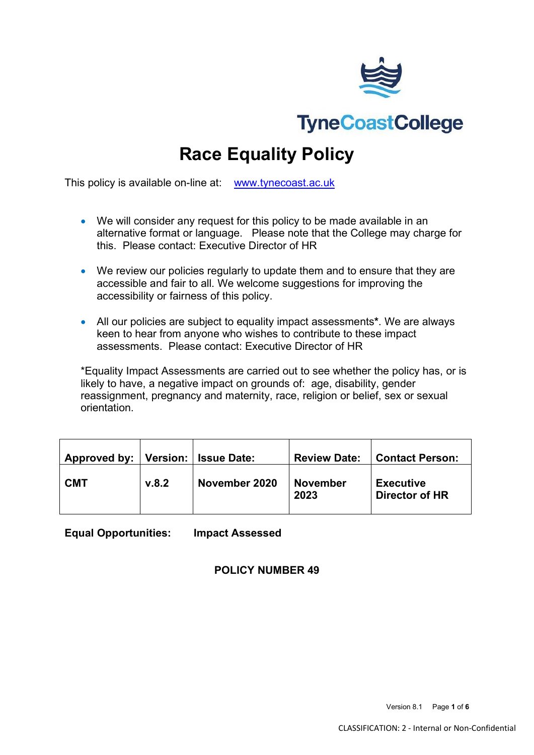TyneCoastCollege

# Race Equality Policy

This policy is available on-line at: [www.tynecoast.ac.uk](http://www.tynecoast.ac.uk)

- We will consider any request for this policy to be made available in an alternative format or language. Please note that the College may charge for this. Please contact: Executive Director of HR
- We review our policies regularly to update them and to ensure that they are accessible and fair to all. We welcome suggestions for improving the accessibility or fairness of this policy.
- All our policies are subject to equality impact assessments*. We are always keen to hear from anyone who wishes to contribute to these impact assessments. Please contact: Executive Director of HR

*Equality Impact Assessments are carried out to see whether the policy has, or is likely to have, a negative impact on grounds of: age, disability, gender reassignment, pregnancy and maternity, race, religion or belief, sex or sexual orientation.

| Approved by: | Version: | Issue Date: | Review Date: | Contact Person: |
|---|---|---|---|---|
| CMT | v.8.2 | November 2020 | November 2023 | Executive Director of HR |

**Equal Opportunities:** **Impact Assessed**

**POLICY NUMBER 49**

CLASSIFICATION: 2 - Internal or Non-Confidential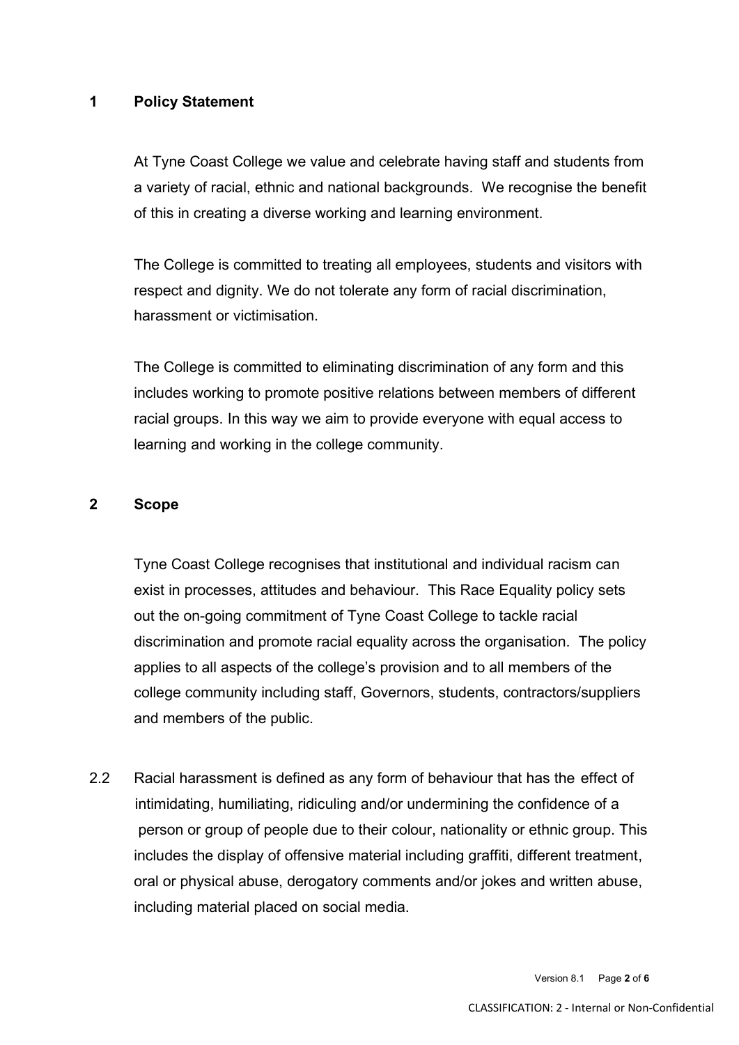## 1 Policy Statement

At Tyne Coast College we value and celebrate having staff and students from a variety of racial, ethnic and national backgrounds. We recognise the benefit of this in creating a diverse working and learning environment.

The College is committed to treating all employees, students and visitors with respect and dignity. We do not tolerate any form of racial discrimination, harassment or victimisation.

The College is committed to eliminating discrimination of any form and this includes working to promote positive relations between members of different racial groups. In this way we aim to provide everyone with equal access to learning and working in the college community.

## 2 Scope

Tyne Coast College recognises that institutional and individual racism can exist in processes, attitudes and behaviour. This Race Equality policy sets out the on-going commitment of Tyne Coast College to tackle racial discrimination and promote racial equality across the organisation. The policy applies to all aspects of the college's provision and to all members of the college community including staff, Governors, students, contractors/suppliers and members of the public.

2.2 Racial harassment is defined as any form of behaviour that has the effect of intimidating, humiliating, ridiculing and/or undermining the confidence of a person or group of people due to their colour, nationality or ethnic group. This includes the display of offensive material including graffiti, different treatment, oral or physical abuse, derogatory comments and/or jokes and written abuse, including material placed on social media.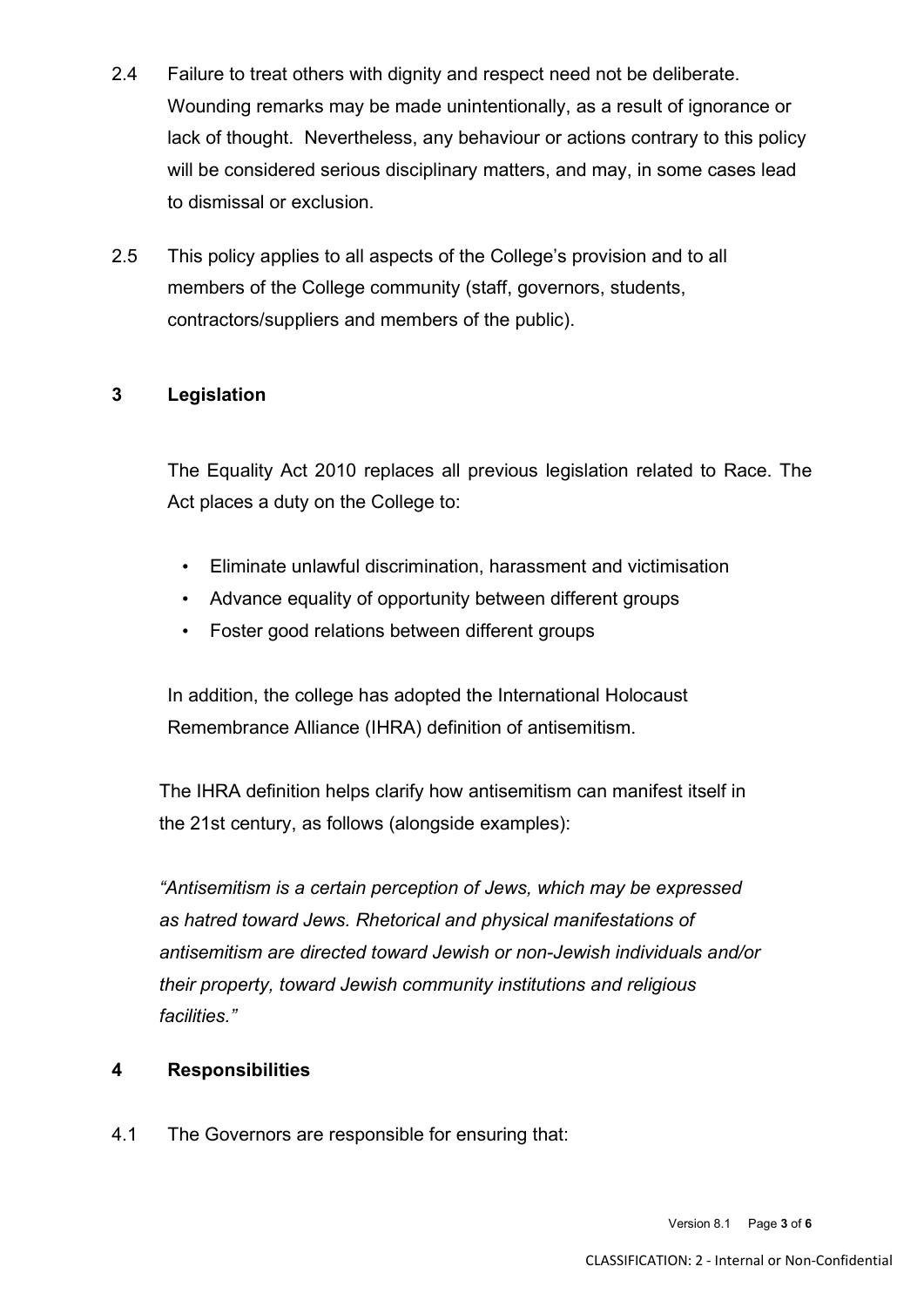2.4 Failure to treat others with dignity and respect need not be deliberate. Wounding remarks may be made unintentionally, as a result of ignorance or lack of thought. Nevertheless, any behaviour or actions contrary to this policy will be considered serious disciplinary matters, and may, in some cases lead to dismissal or exclusion.

2.5 This policy applies to all aspects of the College's provision and to all members of the College community (staff, governors, students, contractors/suppliers and members of the public).

## 3 Legislation

The Equality Act 2010 replaces all previous legislation related to Race. The Act places a duty on the College to:

- Eliminate unlawful discrimination, harassment and victimisation
- Advance equality of opportunity between different groups
- Foster good relations between different groups

In addition, the college has adopted the International Holocaust Remembrance Alliance (IHRA) definition of antisemitism.

The IHRA definition helps clarify how antisemitism can manifest itself in the 21st century, as follows (alongside examples):

*"Antisemitism is a certain perception of Jews, which may be expressed as hatred toward Jews. Rhetorical and physical manifestations of antisemitism are directed toward Jewish or non-Jewish individuals and/or their property, toward Jewish community institutions and religious facilities."*

## 4 Responsibilities

4.1 The Governors are responsible for ensuring that: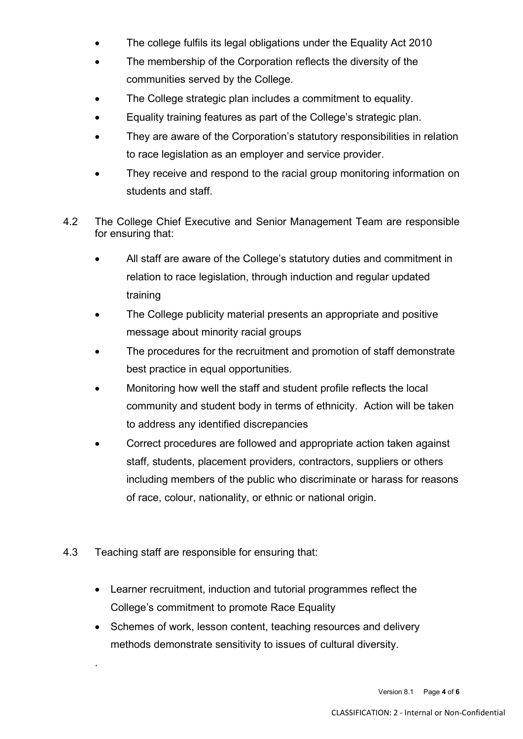- The college fulfils its legal obligations under the Equality Act 2010
- The membership of the Corporation reflects the diversity of the communities served by the College.
- The College strategic plan includes a commitment to equality.
- Equality training features as part of the College's strategic plan.
- They are aware of the Corporation's statutory responsibilities in relation to race legislation as an employer and service provider.
- They receive and respond to the racial group monitoring information on students and staff.

4.2 The College Chief Executive and Senior Management Team are responsible for ensuring that:

- All staff are aware of the College's statutory duties and commitment in relation to race legislation, through induction and regular updated training
- The College publicity material presents an appropriate and positive message about minority racial groups
- The procedures for the recruitment and promotion of staff demonstrate best practice in equal opportunities.
- Monitoring how well the staff and student profile reflects the local community and student body in terms of ethnicity. Action will be taken to address any identified discrepancies
- Correct procedures are followed and appropriate action taken against staff, students, placement providers, contractors, suppliers or others including members of the public who discriminate or harass for reasons of race, colour, nationality, or ethnic or national origin.

4.3 Teaching staff are responsible for ensuring that:

- Learner recruitment, induction and tutorial programmes reflect the College's commitment to promote Race Equality
- Schemes of work, lesson content, teaching resources and delivery methods demonstrate sensitivity to issues of cultural diversity.

.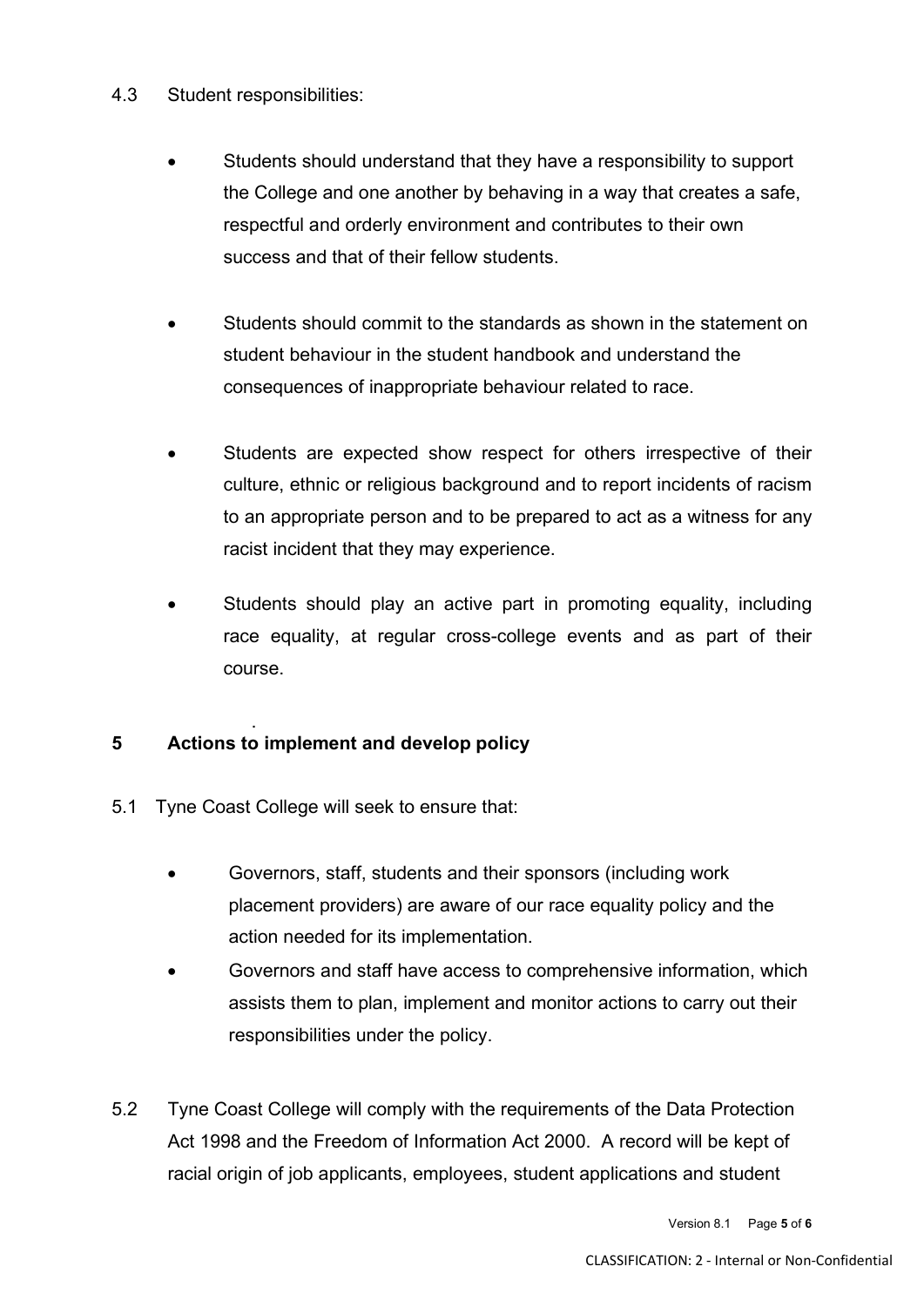4.3 Student responsibilities:

- Students should understand that they have a responsibility to support the College and one another by behaving in a way that creates a safe, respectful and orderly environment and contributes to their own success and that of their fellow students.

- Students should commit to the standards as shown in the statement on student behaviour in the student handbook and understand the consequences of inappropriate behaviour related to race.

- Students are expected show respect for others irrespective of their culture, ethnic or religious background and to report incidents of racism to an appropriate person and to be prepared to act as a witness for any racist incident that they may experience.

- Students should play an active part in promoting equality, including race equality, at regular cross-college events and as part of their course.

## 5 Actions to implement and develop policy

5.1 Tyne Coast College will seek to ensure that:

- Governors, staff, students and their sponsors (including work placement providers) are aware of our race equality policy and the action needed for its implementation.
- Governors and staff have access to comprehensive information, which assists them to plan, implement and monitor actions to carry out their responsibilities under the policy.

5.2 Tyne Coast College will comply with the requirements of the Data Protection Act 1998 and the Freedom of Information Act 2000. A record will be kept of racial origin of job applicants, employees, student applications and student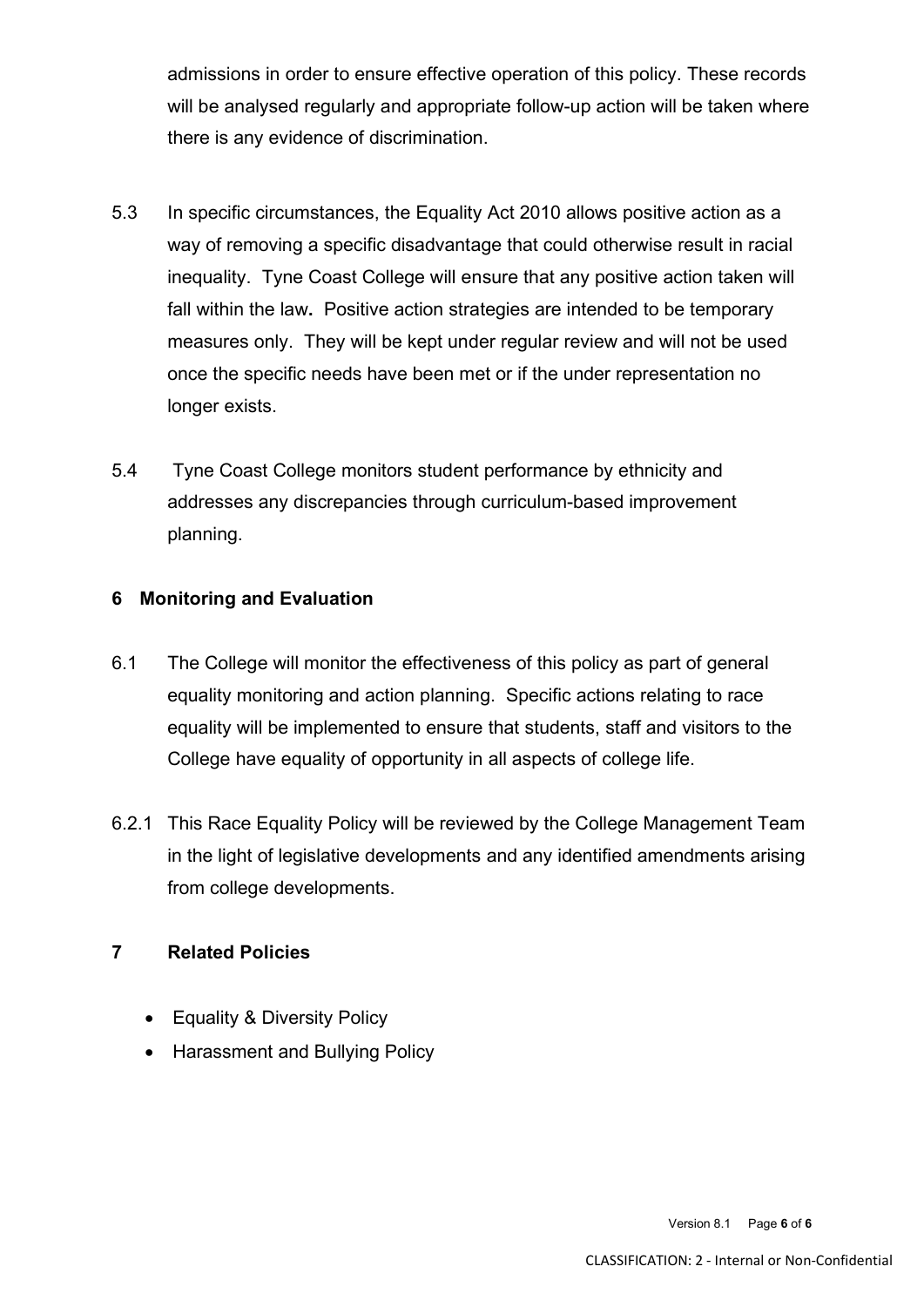admissions in order to ensure effective operation of this policy. These records will be analysed regularly and appropriate follow-up action will be taken where there is any evidence of discrimination.

5.3 In specific circumstances, the Equality Act 2010 allows positive action as a way of removing a specific disadvantage that could otherwise result in racial inequality. Tyne Coast College will ensure that any positive action taken will fall within the law**.** Positive action strategies are intended to be temporary measures only. They will be kept under regular review and will not be used once the specific needs have been met or if the under representation no longer exists.

5.4 Tyne Coast College monitors student performance by ethnicity and addresses any discrepancies through curriculum-based improvement planning.

## 6 Monitoring and Evaluation

6.1 The College will monitor the effectiveness of this policy as part of general equality monitoring and action planning. Specific actions relating to race equality will be implemented to ensure that students, staff and visitors to the College have equality of opportunity in all aspects of college life.

6.2.1 This Race Equality Policy will be reviewed by the College Management Team in the light of legislative developments and any identified amendments arising from college developments.

## 7 Related Policies

- Equality & Diversity Policy
- Harassment and Bullying Policy

CLASSIFICATION: 2 - Internal or Non-Confidential